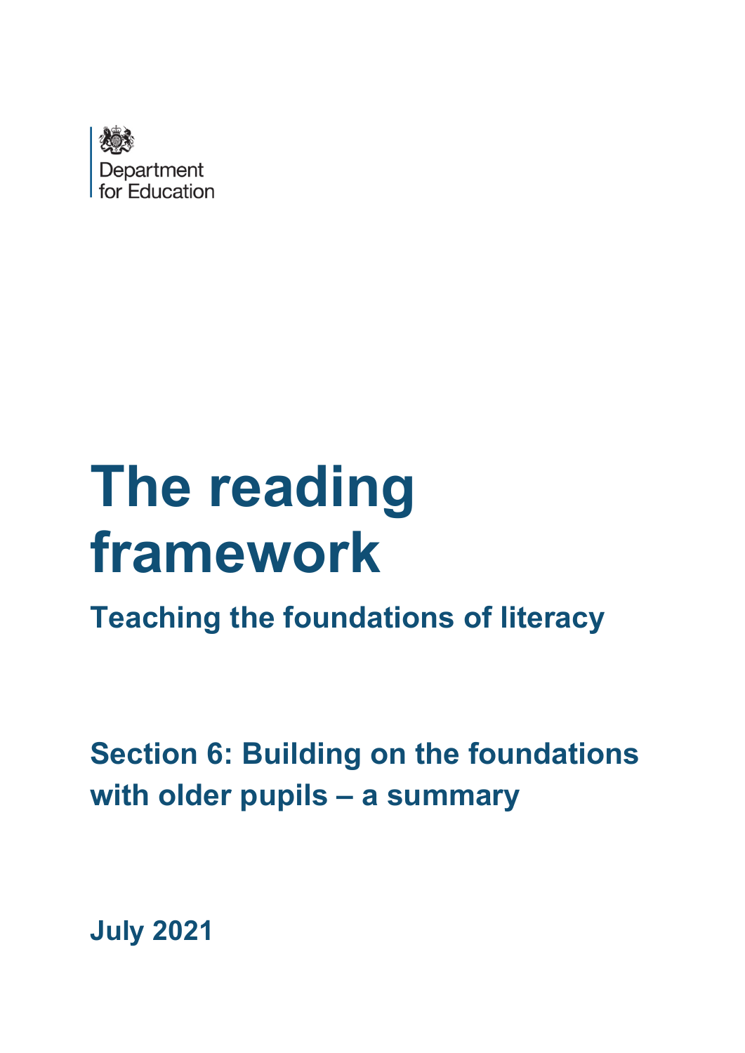Department for Education

# The reading framework

## Teaching the foundations of literacy

## Section 6: Building on the foundations with older pupils – a summary

**July 2021**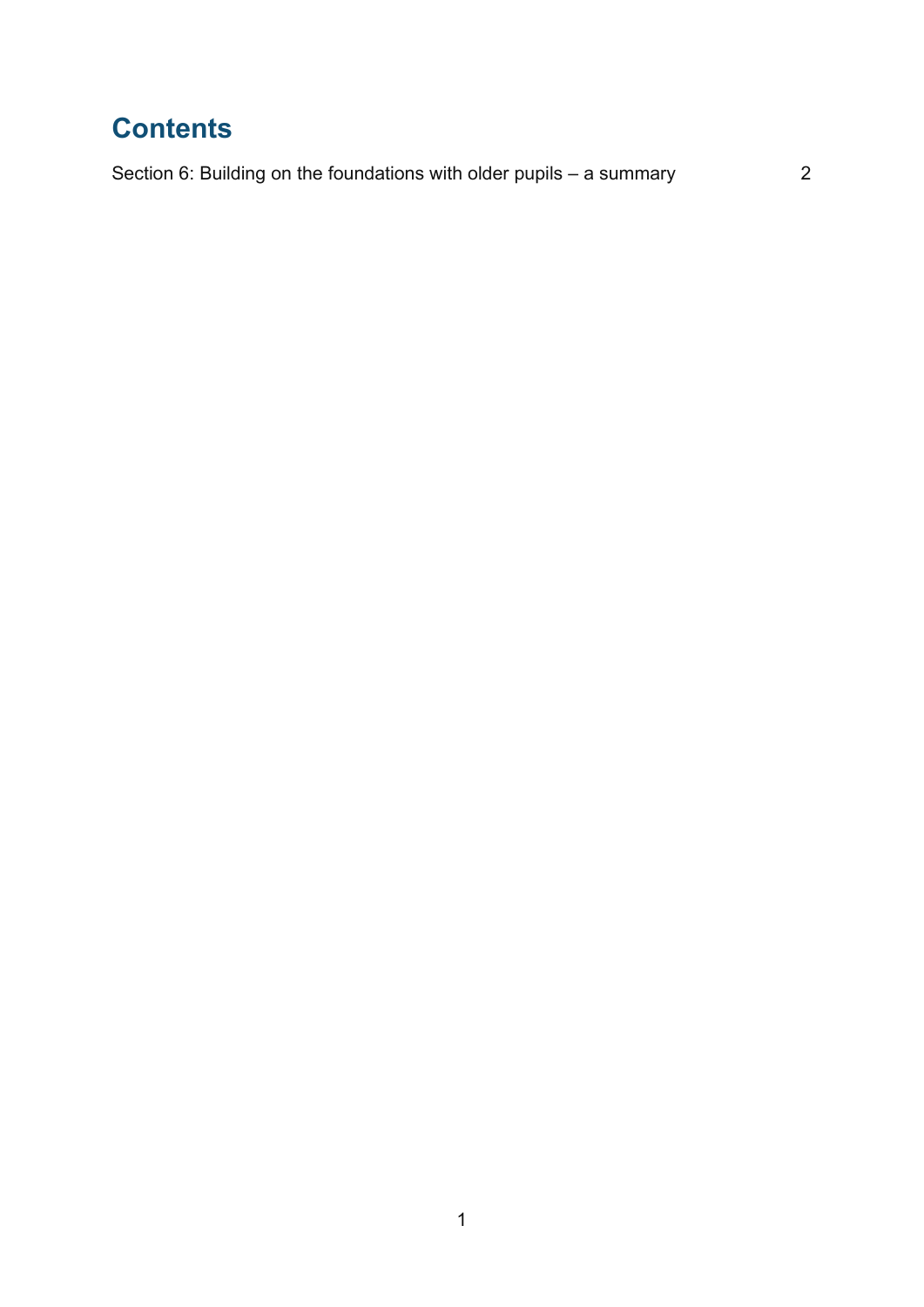# Contents

Section 6: Building on the foundations with older pupils – a summary 2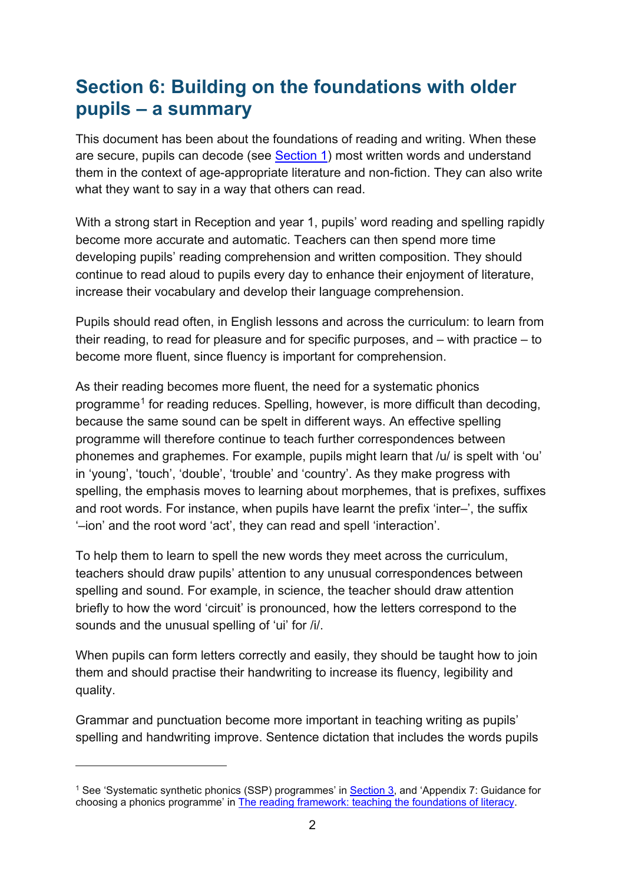## Section 6: Building on the foundations with older pupils – a summary

This document has been about the foundations of reading and writing. When these are secure, pupils can decode (see Section 1) most written words and understand them in the context of age-appropriate literature and non-fiction. They can also write what they want to say in a way that others can read.

With a strong start in Reception and year 1, pupils' word reading and spelling rapidly become more accurate and automatic. Teachers can then spend more time developing pupils' reading comprehension and written composition. They should continue to read aloud to pupils every day to enhance their enjoyment of literature, increase their vocabulary and develop their language comprehension.

Pupils should read often, in English lessons and across the curriculum: to learn from their reading, to read for pleasure and for specific purposes, and – with practice – to become more fluent, since fluency is important for comprehension.

As their reading becomes more fluent, the need for a systematic phonics programme[1] for reading reduces. Spelling, however, is more difficult than decoding, because the same sound can be spelt in different ways. An effective spelling programme will therefore continue to teach further correspondences between phonemes and graphemes. For example, pupils might learn that /u/ is spelt with 'ou' in 'young', 'touch', 'double', 'trouble' and 'country'. As they make progress with spelling, the emphasis moves to learning about morphemes, that is prefixes, suffixes and root words. For instance, when pupils have learnt the prefix 'inter–', the suffix '–ion' and the root word 'act', they can read and spell 'interaction'.

To help them to learn to spell the new words they meet across the curriculum, teachers should draw pupils' attention to any unusual correspondences between spelling and sound. For example, in science, the teacher should draw attention briefly to how the word 'circuit' is pronounced, how the letters correspond to the sounds and the unusual spelling of 'ui' for /i/.

When pupils can form letters correctly and easily, they should be taught how to join them and should practise their handwriting to increase its fluency, legibility and quality.

Grammar and punctuation become more important in teaching writing as pupils' spelling and handwriting improve. Sentence dictation that includes the words pupils

---

[1] See 'Systematic synthetic phonics (SSP) programmes' in Section 3, and 'Appendix 7: Guidance for choosing a phonics programme' in The reading framework: teaching the foundations of literacy.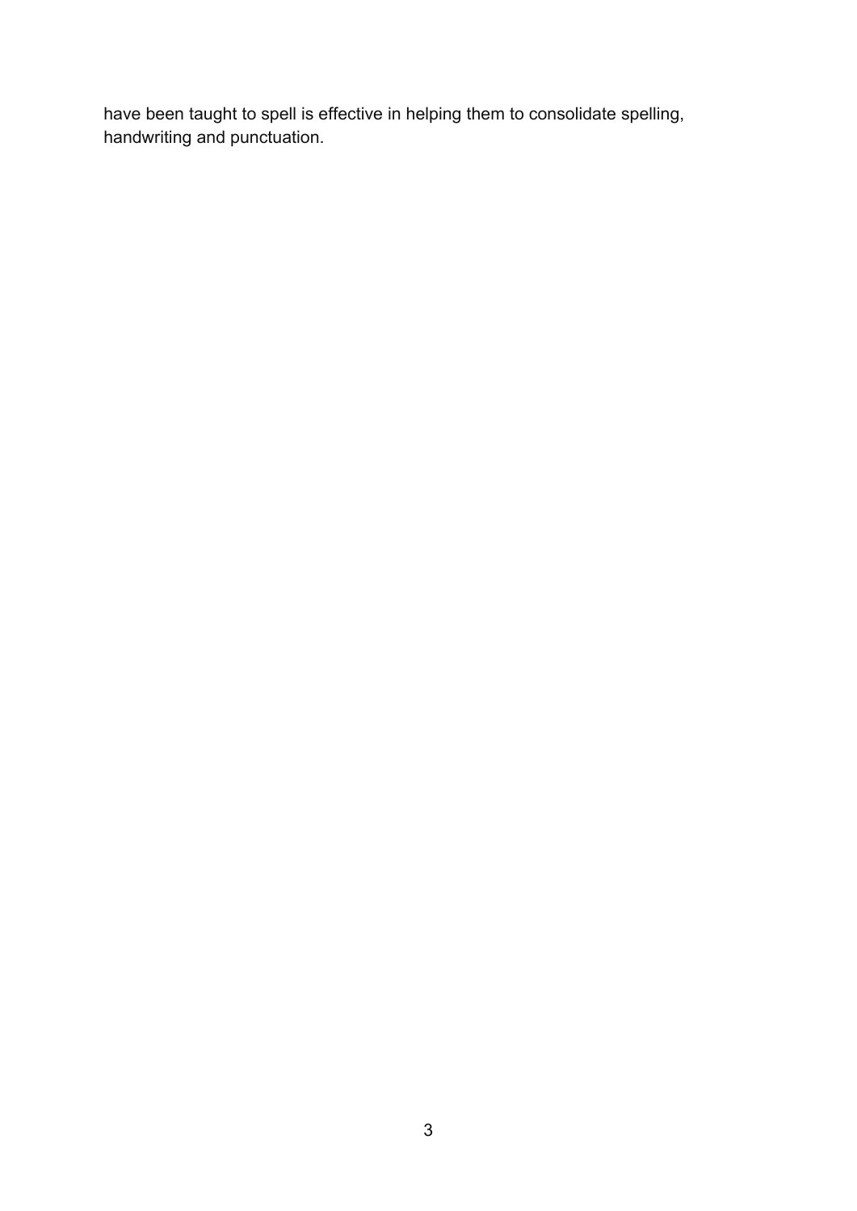have been taught to spell is effective in helping them to consolidate spelling, handwriting and punctuation.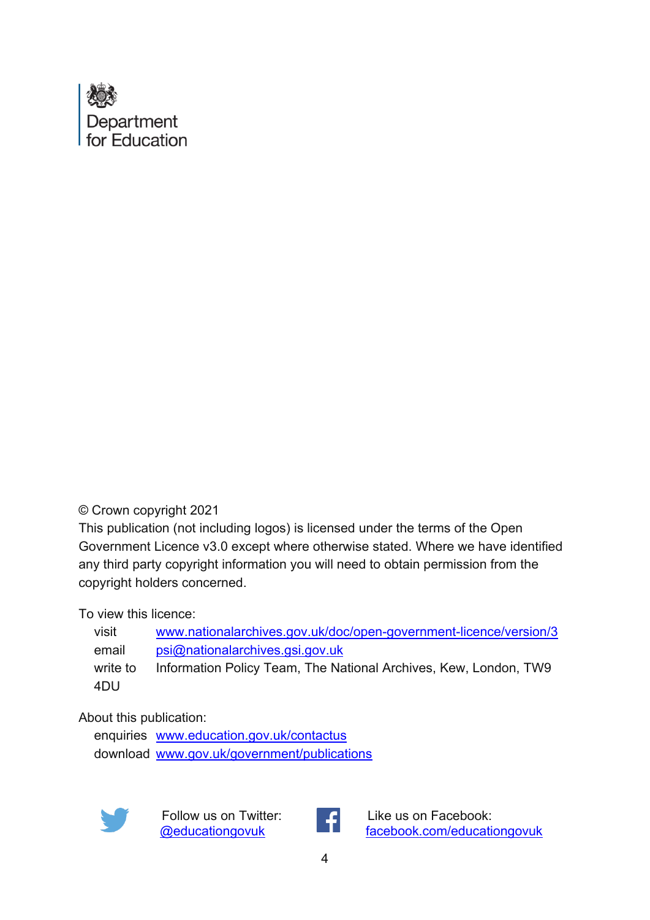Department
for Education

© Crown copyright 2021
This publication (not including logos) is licensed under the terms of the Open Government Licence v3.0 except where otherwise stated. Where we have identified any third party copyright information you will need to obtain permission from the copyright holders concerned.

To view this licence:

visit www.nationalarchives.gov.uk/doc/open-government-licence/version/3
email psi@nationalarchives.gsi.gov.uk
write to Information Policy Team, The National Archives, Kew, London, TW9 4DU

About this publication:

enquiries www.education.gov.uk/contactus
download www.gov.uk/government/publications

Follow us on Twitter:
@educationgovuk

Like us on Facebook:
facebook.com/educationgovuk